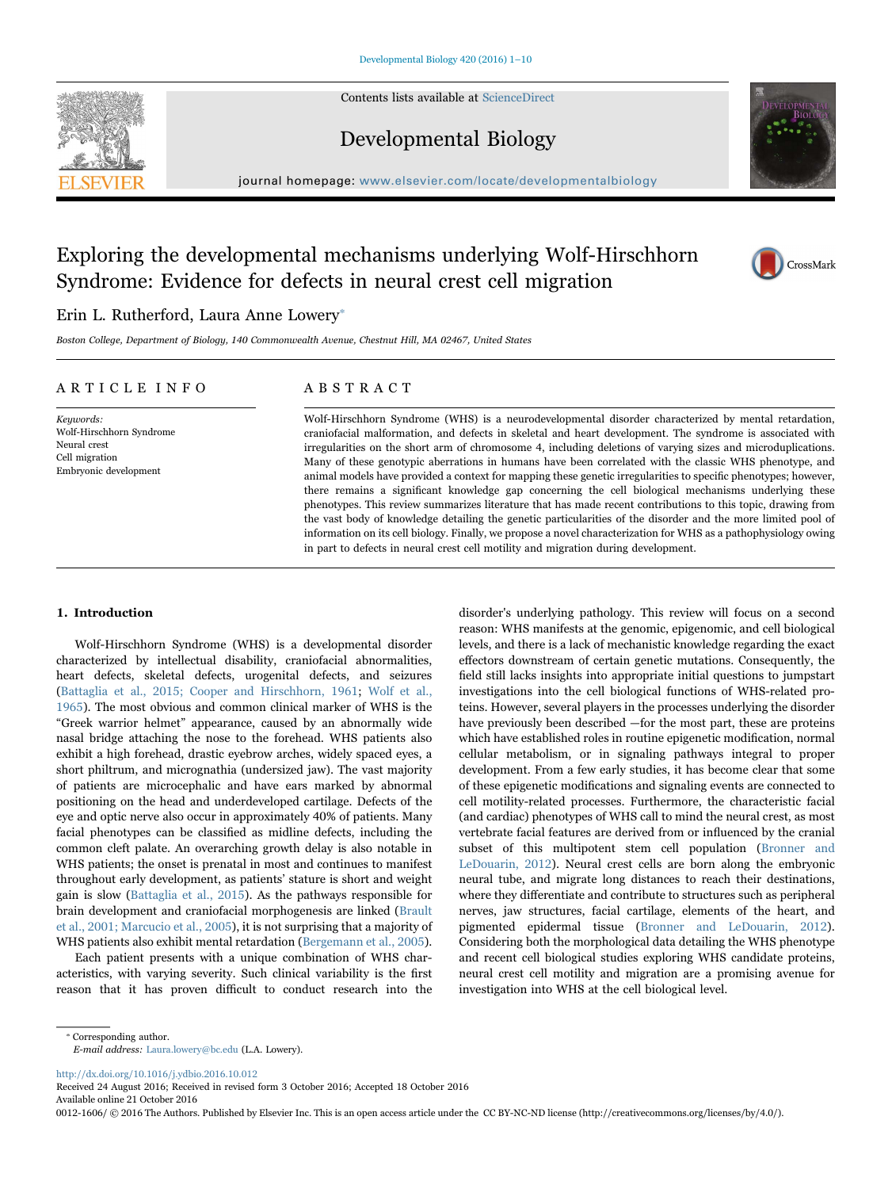# Exploring the developmental mechanisms underlying Wolf-Hirschhorn Syndrome: Evidence for defects in neural crest cell migration

Erin L. Rutherford, Laura Anne Lowery*

*Boston College, Department of Biology, 140 Commonwealth Avenue, Chestnut Hill, MA 02467, United States*

## ARTICLE INFO

*Keywords:*
Wolf-Hirschhorn Syndrome
Neural crest
Cell migration
Embryonic development

## ABSTRACT

Wolf-Hirschhorn Syndrome (WHS) is a neurodevelopmental disorder characterized by mental retardation, craniofacial malformation, and defects in skeletal and heart development. The syndrome is associated with irregularities on the short arm of chromosome 4, including deletions of varying sizes and microduplications. Many of these genotypic aberrations in humans have been correlated with the classic WHS phenotype, and animal models have provided a context for mapping these genetic irregularities to specific phenotypes; however, there remains a significant knowledge gap concerning the cell biological mechanisms underlying these phenotypes. This review summarizes literature that has made recent contributions to this topic, drawing from the vast body of knowledge detailing the genetic particularities of the disorder and the more limited pool of information on its cell biology. Finally, we propose a novel characterization for WHS as a pathophysiology owing in part to defects in neural crest cell motility and migration during development.

## 1. Introduction

Wolf-Hirschhorn Syndrome (WHS) is a developmental disorder characterized by intellectual disability, craniofacial abnormalities, heart defects, skeletal defects, urogenital defects, and seizures (Battaglia et al., 2015; Cooper and Hirschhorn, 1961; Wolf et al., 1965). The most obvious and common clinical marker of WHS is the "Greek warrior helmet" appearance, caused by an abnormally wide nasal bridge attaching the nose to the forehead. WHS patients also exhibit a high forehead, drastic eyebrow arches, widely spaced eyes, a short philtrum, and micrognathia (undersized jaw). The vast majority of patients are microcephalic and have ears marked by abnormal positioning on the head and underdeveloped cartilage. Defects of the eye and optic nerve also occur in approximately 40% of patients. Many facial phenotypes can be classified as midline defects, including the common cleft palate. An overarching growth delay is also notable in WHS patients; the onset is prenatal in most and continues to manifest throughout early development, as patients' stature is short and weight gain is slow (Battaglia et al., 2015). As the pathways responsible for brain development and craniofacial morphogenesis are linked (Brault et al., 2001; Marcucio et al., 2005), it is not surprising that a majority of WHS patients also exhibit mental retardation (Bergemann et al., 2005).

Each patient presents with a unique combination of WHS characteristics, with varying severity. Such clinical variability is the first reason that it has proven difficult to conduct research into the disorder's underlying pathology. This review will focus on a second reason: WHS manifests at the genomic, epigenomic, and cell biological levels, and there is a lack of mechanistic knowledge regarding the exact effectors downstream of certain genetic mutations. Consequently, the field still lacks insights into appropriate initial questions to jumpstart investigations into the cell biological functions of WHS-related proteins. However, several players in the processes underlying the disorder have previously been described —for the most part, these are proteins which have established roles in routine epigenetic modification, normal cellular metabolism, or in signaling pathways integral to proper development. From a few early studies, it has become clear that some of these epigenetic modifications and signaling events are connected to cell motility-related processes. Furthermore, the characteristic facial (and cardiac) phenotypes of WHS call to mind the neural crest, as most vertebrate facial features are derived from or influenced by the cranial subset of this multipotent stem cell population (Bronner and LeDouarin, 2012). Neural crest cells are born along the embryonic neural tube, and migrate long distances to reach their destinations, where they differentiate and contribute to structures such as peripheral nerves, jaw structures, facial cartilage, elements of the heart, and pigmented epidermal tissue (Bronner and LeDouarin, 2012). Considering both the morphological data detailing the WHS phenotype and recent cell biological studies exploring WHS candidate proteins, neural crest cell motility and migration are a promising avenue for investigation into WHS at the cell biological level.

---

* Corresponding author.
*E-mail address:* Laura.lowery@bc.edu (L.A. Lowery).

http://dx.doi.org/10.1016/j.ydbio.2016.10.012
Received 24 August 2016; Received in revised form 3 October 2016; Accepted 18 October 2016
Available online 21 October 2016
0012-1606/ © 2016 The Authors. Published by Elsevier Inc. This is an open access article under the CC BY-NC-ND license (http://creativecommons.org/licenses/by/4.0/).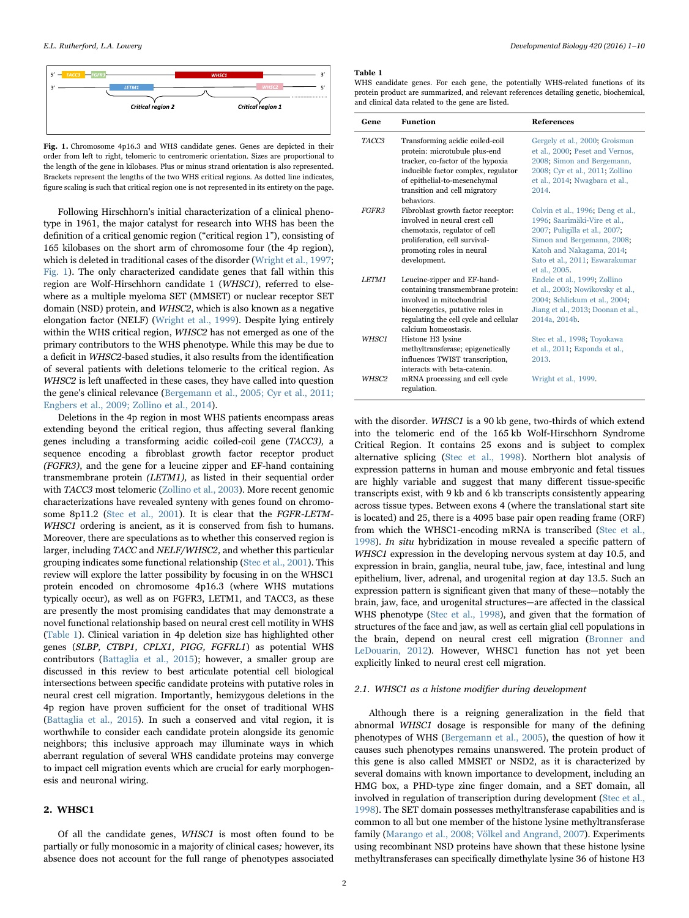Fig. 1. Chromosome 4p16.3 and WHS candidate genes. Genes are depicted in their order from left to right, telomeric to centromeric orientation. Sizes are proportional to the length of the gene in kilobases. Plus or minus strand orientation is also represented. Brackets represent the lengths of the two WHS critical regions. As dotted line indicates, figure scaling is such that critical region one is not represented in its entirety on the page.

Following Hirschhorn's initial characterization of a clinical phenotype in 1961, the major catalyst for research into WHS has been the definition of a critical genomic region ("critical region 1"), consisting of 165 kilobases on the short arm of chromosome four (the 4p region), which is deleted in traditional cases of the disorder (Wright et al., 1997; Fig. 1). The only characterized candidate genes that fall within this region are Wolf-Hirschhorn candidate 1 (*WHSC1*), referred to elsewhere as a multiple myeloma SET (MMSET) or nuclear receptor SET domain (NSD) protein, and *WHSC2*, which is also known as a negative elongation factor (NELF) (Wright et al., 1999). Despite lying entirely within the WHS critical region, *WHSC2* has not emerged as one of the primary contributors to the WHS phenotype. While this may be due to a deficit in *WHSC2*-based studies, it also results from the identification of several patients with deletions telomeric to the critical region. As *WHSC2* is left unaffected in these cases, they have called into question the gene's clinical relevance (Bergemann et al., 2005; Cyr et al., 2011; Engbers et al., 2009; Zollino et al., 2014).

Deletions in the 4p region in most WHS patients encompass areas extending beyond the critical region, thus affecting several flanking genes including a transforming acidic coiled-coil gene (*TACC3)*, a sequence encoding a fibroblast growth factor receptor product *(FGFR3)*, and the gene for a leucine zipper and EF-hand containing transmembrane protein *(LETM1)*, as listed in their sequential order with *TACC3* most telomeric (Zollino et al., 2003). More recent genomic characterizations have revealed synteny with genes found on chromosome 8p11.2 (Stec et al., 2001). It is clear that the *FGFR-LETM-WHSC1* ordering is ancient, as it is conserved from fish to humans. Moreover, there are speculations as to whether this conserved region is larger, including *TACC* and *NELF/WHSC2,* and whether this particular grouping indicates some functional relationship (Stec et al., 2001). This review will explore the latter possibility by focusing in on the WHSC1 protein encoded on chromosome 4p16.3 (where WHS mutations typically occur), as well as on FGFR3, LETM1, and TACC3, as these are presently the most promising candidates that may demonstrate a novel functional relationship based on neural crest cell motility in WHS (Table 1). Clinical variation in 4p deletion size has highlighted other genes (*SLBP, CTBP1, CPLX1, PIGG, FGFRL1*) as potential WHS contributors (Battaglia et al., 2015); however, a smaller group are discussed in this review to best articulate potential cell biological intersections between specific candidate proteins with putative roles in neural crest cell migration. Importantly, hemizygous deletions in the 4p region have proven sufficient for the onset of traditional WHS (Battaglia et al., 2015). In such a conserved and vital region, it is worthwhile to consider each candidate protein alongside its genomic neighbors; this inclusive approach may illuminate ways in which aberrant regulation of several WHS candidate proteins may converge to impact cell migration events which are crucial for early morphogenesis and neuronal wiring.

## 2. WHSC1

Of all the candidate genes, *WHSC1* is most often found to be partially or fully monosomic in a majority of clinical cases*;* however, its absence does not account for the full range of phenotypes associated with the disorder. *WHSC1* is a 90 kb gene, two-thirds of which extend into the telomeric end of the 165 kb Wolf-Hirschhorn Syndrome Critical Region. It contains 25 exons and is subject to complex alternative splicing (Stec et al., 1998). Northern blot analysis of expression patterns in human and mouse embryonic and fetal tissues are highly variable and suggest that many different tissue-specific transcripts exist, with 9 kb and 6 kb transcripts consistently appearing across tissue types. Between exons 4 (where the translational start site is located) and 25, there is a 4095 base pair open reading frame (ORF) from which the WHSC1-encoding mRNA is transcribed (Stec et al., 1998). *In situ* hybridization in mouse revealed a specific pattern of *WHSC1* expression in the developing nervous system at day 10.5, and expression in brain, ganglia, neural tube, jaw, face, intestinal and lung epithelium, liver, adrenal, and urogenital region at day 13.5. Such an expression pattern is significant given that many of these—notably the brain, jaw, face, and urogenital structures—are affected in the classical WHS phenotype (Stec et al., 1998), and given that the formation of structures of the face and jaw, as well as certain glial cell populations in the brain, depend on neural crest cell migration (Bronner and LeDouarin, 2012). However, WHSC1 function has not yet been explicitly linked to neural crest cell migration.

**Table 1**
WHS candidate genes. For each gene, the potentially WHS-related functions of its protein product are summarized, and relevant references detailing genetic, biochemical, and clinical data related to the gene are listed.

| Gene | Function | References |
|---|---|---|
| *TACC3* | Transforming acidic coiled-coil protein: microtubule plus-end tracker, co-factor of the hypoxia inducible factor complex, regulator of epithelial-to-mesenchymal transition and cell migratory behaviors. | Gergely et al., 2000; Groisman et al., 2000; Peset and Vernos, 2008; Simon and Bergemann, 2008; Cyr et al., 2011; Zollino et al., 2014; Nwagbara et al., 2014. |
| *FGFR3* | Fibroblast growth factor receptor: involved in neural crest cell chemotaxis, regulator of cell proliferation, cell survival-promoting roles in neural development. | Colvin et al., 1996; Deng et al., 1996; Saarimäki-Vire et al., 2007; Puligilla et al., 2007; Simon and Bergemann, 2008; Katoh and Nakagama, 2014; Sato et al., 2011; Eswarakumar et al., 2005. |
| *LETM1* | Leucine-zipper and EF-hand-containing transmembrane protein: involved in mitochondrial bioenergetics, putative roles in regulating the cell cycle and cellular calcium homeostasis. | Endele et al., 1999; Zollino et al., 2003; Nowikovsky et al., 2004; Schlickum et al., 2004; Jiang et al., 2013; Doonan et al., 2014a, 2014b. |
| *WHSC1* | Histone H3 lysine methyltransferase; epigenetically influences TWIST transcription, interacts with beta-catenin. | Stec et al., 1998; Toyokawa et al., 2011; Ezponda et al., 2013. |
| *WHSC2* | mRNA processing and cell cycle regulation. | Wright et al., 1999. |

### 2.1. WHSC1 as a histone modifier during development

Although there is a reigning generalization in the field that abnormal *WHSC1* dosage is responsible for many of the defining phenotypes of WHS (Bergemann et al., 2005), the question of how it causes such phenotypes remains unanswered. The protein product of this gene is also called MMSET or NSD2, as it is characterized by several domains with known importance to development, including an HMG box, a PHD-type zinc finger domain, and a SET domain, all involved in regulation of transcription during development (Stec et al., 1998). The SET domain possesses methyltransferase capabilities and is common to all but one member of the histone lysine methyltransferase family (Marango et al., 2008; Völkel and Angrand, 2007). Experiments using recombinant NSD proteins have shown that these histone lysine methyltransferases can specifically dimethylate lysine 36 of histone H3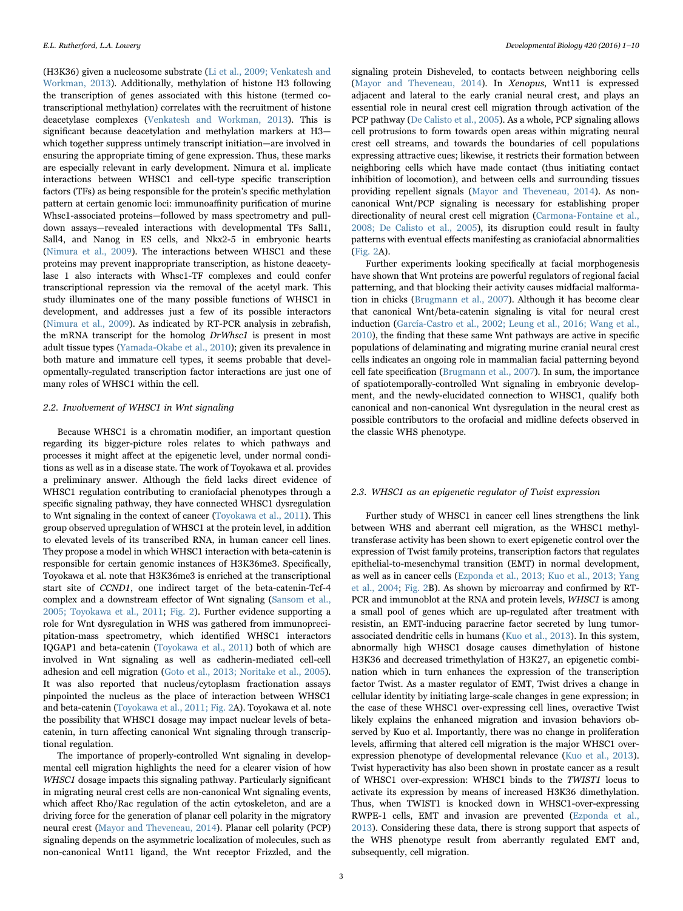(H3K36) given a nucleosome substrate (Li et al., 2009; Venkatesh and Workman, 2013). Additionally, methylation of histone H3 following the transcription of genes associated with this histone (termed co-transcriptional methylation) correlates with the recruitment of histone deacetylase complexes (Venkatesh and Workman, 2013). This is significant because deacetylation and methylation markers at H3—which together suppress untimely transcript initiation—are involved in ensuring the appropriate timing of gene expression. Thus, these marks are especially relevant in early development. Nimura et al. implicate interactions between WHSC1 and cell-type specific transcription factors (TFs) as being responsible for the protein's specific methylation pattern at certain genomic loci: immunoaffinity purification of murine Whsc1-associated proteins—followed by mass spectrometry and pull-down assays—revealed interactions with developmental TFs Sall1, Sall4, and Nanog in ES cells, and Nkx2-5 in embryonic hearts (Nimura et al., 2009). The interactions between WHSC1 and these proteins may prevent inappropriate transcription, as histone deacetylase 1 also interacts with Whsc1-TF complexes and could confer transcriptional repression via the removal of the acetyl mark. This study illuminates one of the many possible functions of WHSC1 in development, and addresses just a few of its possible interactors (Nimura et al., 2009). As indicated by RT-PCR analysis in zebrafish, the mRNA transcript for the homolog *DrWhsc1* is present in most adult tissue types (Yamada-Okabe et al., 2010); given its prevalence in both mature and immature cell types, it seems probable that developmentally-regulated transcription factor interactions are just one of many roles of WHSC1 within the cell.

### 2.2. Involvement of WHSC1 in Wnt signaling

Because WHSC1 is a chromatin modifier, an important question regarding its bigger-picture roles relates to which pathways and processes it might affect at the epigenetic level, under normal conditions as well as in a disease state. The work of Toyokawa et al. provides a preliminary answer. Although the field lacks direct evidence of WHSC1 regulation contributing to craniofacial phenotypes through a specific signaling pathway, they have connected WHSC1 dysregulation to Wnt signaling in the context of cancer (Toyokawa et al., 2011). This group observed upregulation of WHSC1 at the protein level, in addition to elevated levels of its transcribed RNA, in human cancer cell lines. They propose a model in which WHSC1 interaction with beta-catenin is responsible for certain genomic instances of H3K36me3. Specifically, Toyokawa et al. note that H3K36me3 is enriched at the transcriptional start site of *CCND1*, one indirect target of the beta-catenin-Tcf-4 complex and a downstream effector of Wnt signaling (Sansom et al., 2005; Toyokawa et al., 2011; Fig. 2). Further evidence supporting a role for Wnt dysregulation in WHS was gathered from immunoprecipitation-mass spectrometry, which identified WHSC1 interactors IQGAP1 and beta-catenin (Toyokawa et al., 2011) both of which are involved in Wnt signaling as well as cadherin-mediated cell-cell adhesion and cell migration (Goto et al., 2013; Noritake et al., 2005). It was also reported that nucleus/cytoplasm fractionation assays pinpointed the nucleus as the place of interaction between WHSC1 and beta-catenin (Toyokawa et al., 2011; Fig. 2A). Toyokawa et al. note the possibility that WHSC1 dosage may impact nuclear levels of beta-catenin, in turn affecting canonical Wnt signaling through transcriptional regulation.

The importance of properly-controlled Wnt signaling in developmental cell migration highlights the need for a clearer vision of how *WHSC1* dosage impacts this signaling pathway. Particularly significant in migrating neural crest cells are non-canonical Wnt signaling events, which affect Rho/Rac regulation of the actin cytoskeleton, and are a driving force for the generation of planar cell polarity in the migratory neural crest (Mayor and Theveneau, 2014). Planar cell polarity (PCP) signaling depends on the asymmetric localization of molecules, such as non-canonical Wnt11 ligand, the Wnt receptor Frizzled, and the signaling protein Disheveled, to contacts between neighboring cells (Mayor and Theveneau, 2014). In *Xenopus*, Wnt11 is expressed adjacent and lateral to the early cranial neural crest, and plays an essential role in neural crest cell migration through activation of the PCP pathway (De Calisto et al., 2005). As a whole, PCP signaling allows cell protrusions to form towards open areas within migrating neural crest cell streams, and towards the boundaries of cell populations expressing attractive cues; likewise, it restricts their formation between neighboring cells which have made contact (thus initiating contact inhibition of locomotion), and between cells and surrounding tissues providing repellent signals (Mayor and Theveneau, 2014). As non-canonical Wnt/PCP signaling is necessary for establishing proper directionality of neural crest cell migration (Carmona-Fontaine et al., 2008; De Calisto et al., 2005), its disruption could result in faulty patterns with eventual effects manifesting as craniofacial abnormalities (Fig. 2A).

Further experiments looking specifically at facial morphogenesis have shown that Wnt proteins are powerful regulators of regional facial patterning, and that blocking their activity causes midfacial malformation in chicks (Brugmann et al., 2007). Although it has become clear that canonical Wnt/beta-catenin signaling is vital for neural crest induction (García-Castro et al., 2002; Leung et al., 2016; Wang et al., 2010), the finding that these same Wnt pathways are active in specific populations of delaminating and migrating murine cranial neural crest cells indicates an ongoing role in mammalian facial patterning beyond cell fate specification (Brugmann et al., 2007). In sum, the importance of spatiotemporally-controlled Wnt signaling in embryonic development, and the newly-elucidated connection to WHSC1, qualify both canonical and non-canonical Wnt dysregulation in the neural crest as possible contributors to the orofacial and midline defects observed in the classic WHS phenotype.

### 2.3. WHSC1 as an epigenetic regulator of Twist expression

Further study of WHSC1 in cancer cell lines strengthens the link between WHS and aberrant cell migration, as the WHSC1 methyltransferase activity has been shown to exert epigenetic control over the expression of Twist family proteins, transcription factors that regulates epithelial-to-mesenchymal transition (EMT) in normal development, as well as in cancer cells (Ezponda et al., 2013; Kuo et al., 2013; Yang et al., 2004; Fig. 2B). As shown by microarray and confirmed by RT-PCR and immunoblot at the RNA and protein levels, *WHSC1* is among a small pool of genes which are up-regulated after treatment with resistin, an EMT-inducing paracrine factor secreted by lung tumor-associated dendritic cells in humans (Kuo et al., 2013). In this system, abnormally high WHSC1 dosage causes dimethylation of histone H3K36 and decreased trimethylation of H3K27, an epigenetic combination which in turn enhances the expression of the transcription factor Twist. As a master regulator of EMT, Twist drives a change in cellular identity by initiating large-scale changes in gene expression; in the case of these WHSC1 over-expressing cell lines, overactive Twist likely explains the enhanced migration and invasion behaviors observed by Kuo et al. Importantly, there was no change in proliferation levels, affirming that altered cell migration is the major WHSC1 over-expression phenotype of developmental relevance (Kuo et al., 2013). Twist hyperactivity has also been shown in prostate cancer as a result of WHSC1 over-expression: WHSC1 binds to the *TWIST1* locus to activate its expression by means of increased H3K36 dimethylation. Thus, when TWIST1 is knocked down in WHSC1-over-expressing RWPE-1 cells, EMT and invasion are prevented (Ezponda et al., 2013). Considering these data, there is strong support that aspects of the WHS phenotype result from aberrantly regulated EMT and, subsequently, cell migration.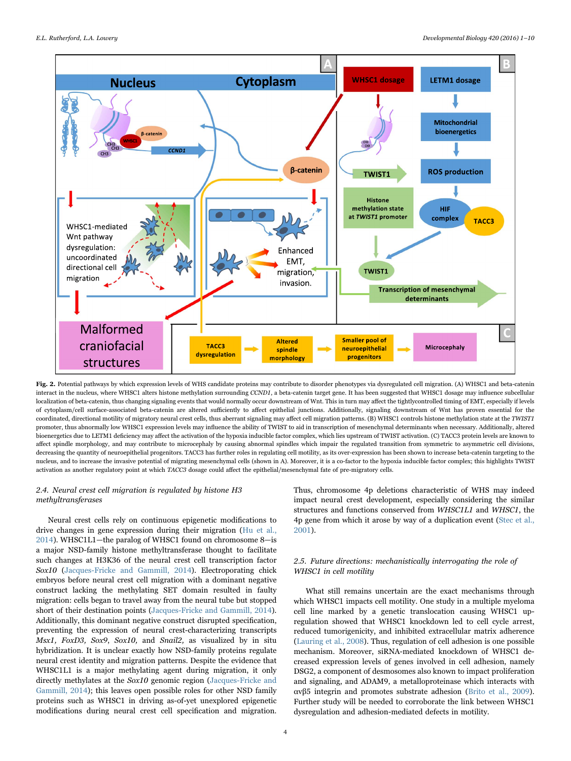**Fig. 2.** Potential pathways by which expression levels of WHS candidate proteins may contribute to disorder phenotypes via dysregulated cell migration. (A) WHSC1 and beta-catenin interact in the nucleus, where WHSC1 alters histone methylation surrounding *CCND1*, a beta-catenin target gene. It has been suggested that WHSC1 dosage may influence subcellular localization of beta-catenin, thus changing signaling events that would normally occur downstream of Wnt. This in turn may affect the tightlycontrolled timing of EMT, especially if levels of cytoplasm/cell surface-associated beta-catenin are altered sufficiently to affect epithelial junctions. Additionally, signaling downstream of Wnt has proven essential for the coordinated, directional motility of migratory neural crest cells, thus aberrant signaling may affect cell migration patterns. (B) WHSC1 controls histone methylation state at the *TWIST1* promoter, thus abnormally low WHSC1 expression levels may influence the ability of TWIST to aid in transcription of mesenchymal determinants when necessary. Additionally, altered bioenergetics due to LETM1 deficiency may affect the activation of the hypoxia inducible factor complex, which lies upstream of TWIST activation. (C) TACC3 protein levels are known to affect spindle morphology, and may contribute to microcephaly by causing abnormal spindles which impair the regulated transition from symmetric to asymmetric cell divisions, decreasing the quantity of neuroepithelial progenitors. TACC3 has further roles in regulating cell motility, as its over-expression has been shown to increase beta-catenin targeting to the nucleus, and to increase the invasive potential of migrating mesenchymal cells (shown in A). Moreover, it is a co-factor to the hypoxia inducible factor complex; this highlights TWIST activation as another regulatory point at which *TACC3* dosage could affect the epithelial/mesenchymal fate of pre-migratory cells.

### *2.4. Neural crest cell migration is regulated by histone H3 methyltransferases*

Neural crest cells rely on continuous epigenetic modifications to drive changes in gene expression during their migration (Hu et al., 2014). WHSC1L1—the paralog of WHSC1 found on chromosome 8—is a major NSD-family histone methyltransferase thought to facilitate such changes at H3K36 of the neural crest cell transcription factor *Sox10* (Jacques-Fricke and Gammill, 2014). Electroporating chick embryos before neural crest cell migration with a dominant negative construct lacking the methylating SET domain resulted in faulty migration: cells began to travel away from the neural tube but stopped short of their destination points (Jacques-Fricke and Gammill, 2014). Additionally, this dominant negative construct disrupted specification, preventing the expression of neural crest-characterizing transcripts *Msx1, FoxD3, Sox9, Sox10,* and *Snail2,* as visualized by in situ hybridization. It is unclear exactly how NSD-family proteins regulate neural crest identity and migration patterns. Despite the evidence that WHSC1L1 is a major methylating agent during migration, it only directly methylates at the *Sox10* genomic region (Jacques-Fricke and Gammill, 2014); this leaves open possible roles for other NSD family proteins such as WHSC1 in driving as-of-yet unexplored epigenetic modifications during neural crest cell specification and migration. Thus, chromosome 4p deletions characteristic of WHS may indeed impact neural crest development, especially considering the similar structures and functions conserved from *WHSC1L1* and *WHSC1*, the 4p gene from which it arose by way of a duplication event (Stec et al., 2001).

### *2.5. Future directions: mechanistically interrogating the role of WHSC1 in cell motility*

What still remains uncertain are the exact mechanisms through which WHSC1 impacts cell motility. One study in a multiple myeloma cell line marked by a genetic translocation causing WHSC1 up-regulation showed that WHSC1 knockdown led to cell cycle arrest, reduced tumorigenicity, and inhibited extracellular matrix adherence (Lauring et al., 2008). Thus, regulation of cell adhesion is one possible mechanism. Moreover, siRNA-mediated knockdown of WHSC1 decreased expression levels of genes involved in cell adhesion, namely DSG2, a component of desmosomes also known to impact proliferation and signaling, and ADAM9, a metalloproteinase which interacts with $\alpha v\beta 5$ integrin and promotes substrate adhesion (Brito et al., 2009). Further study will be needed to corroborate the link between WHSC1 dysregulation and adhesion-mediated defects in motility.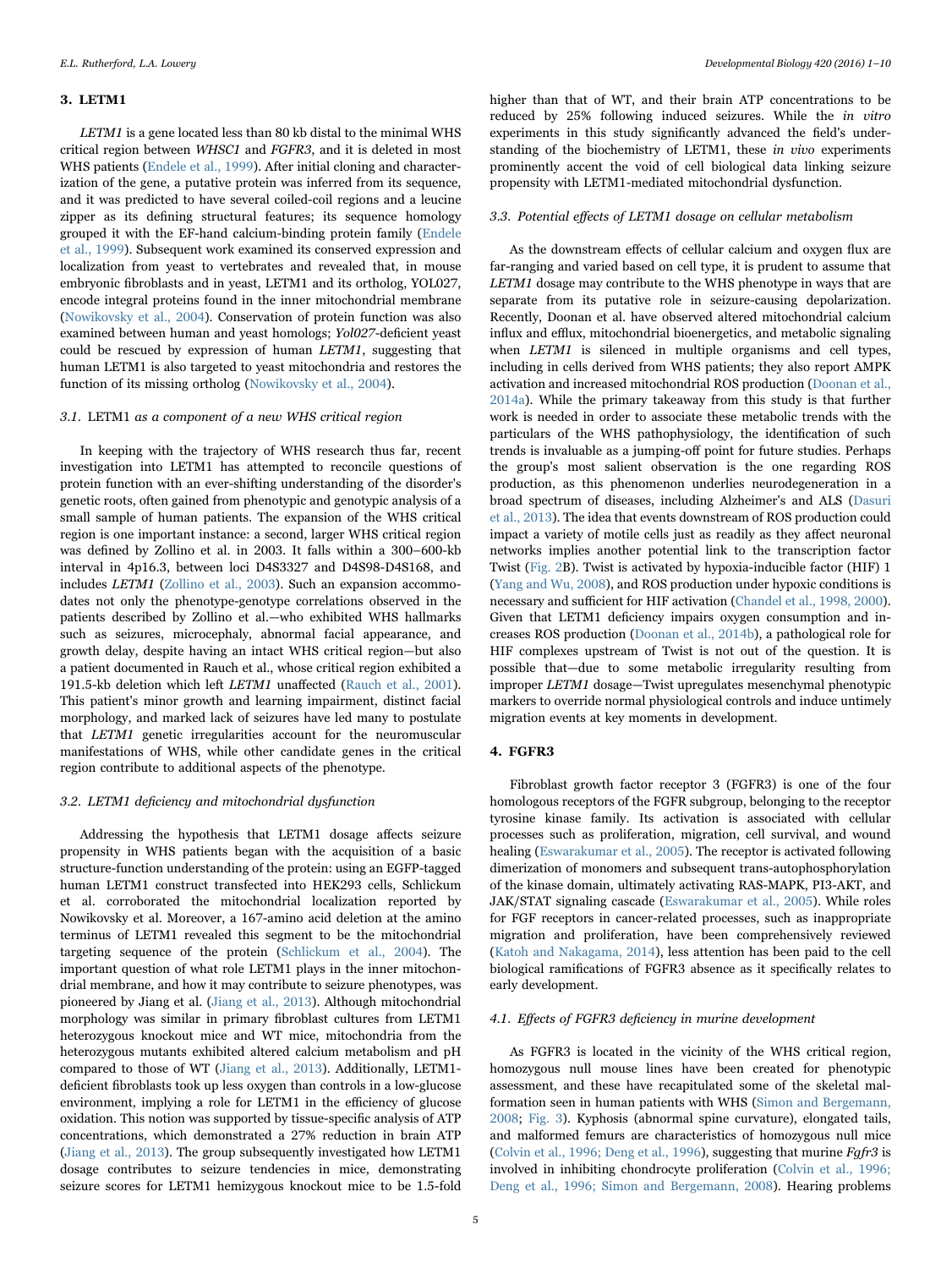## 3. LETM1

*LETM1* is a gene located less than 80 kb distal to the minimal WHS critical region between *WHSC1* and *FGFR3*, and it is deleted in most WHS patients (Endele et al., 1999). After initial cloning and characterization of the gene, a putative protein was inferred from its sequence, and it was predicted to have several coiled-coil regions and a leucine zipper as its defining structural features; its sequence homology grouped it with the EF-hand calcium-binding protein family (Endele et al., 1999). Subsequent work examined its conserved expression and localization from yeast to vertebrates and revealed that, in mouse embryonic fibroblasts and in yeast, LETM1 and its ortholog, YOL027, encode integral proteins found in the inner mitochondrial membrane (Nowikovsky et al., 2004). Conservation of protein function was also examined between human and yeast homologs; *Yol027*-deficient yeast could be rescued by expression of human *LETM1*, suggesting that human LETM1 is also targeted to yeast mitochondria and restores the function of its missing ortholog (Nowikovsky et al., 2004).

### 3.1. LETM1 *as a component of a new WHS critical region*

In keeping with the trajectory of WHS research thus far, recent investigation into LETM1 has attempted to reconcile questions of protein function with an ever-shifting understanding of the disorder's genetic roots, often gained from phenotypic and genotypic analysis of a small sample of human patients. The expansion of the WHS critical region is one important instance: a second, larger WHS critical region was defined by Zollino et al. in 2003. It falls within a 300–600-kb interval in 4p16.3, between loci D4S3327 and D4S98-D4S168, and includes *LETM1* (Zollino et al., 2003). Such an expansion accommodates not only the phenotype-genotype correlations observed in the patients described by Zollino et al.—who exhibited WHS hallmarks such as seizures, microcephaly, abnormal facial appearance, and growth delay, despite having an intact WHS critical region—but also a patient documented in Rauch et al., whose critical region exhibited a 191.5-kb deletion which left *LETM1* unaffected (Rauch et al., 2001). This patient's minor growth and learning impairment, distinct facial morphology, and marked lack of seizures have led many to postulate that *LETM1* genetic irregularities account for the neuromuscular manifestations of WHS, while other candidate genes in the critical region contribute to additional aspects of the phenotype.

### 3.2. *LETM1 deficiency and mitochondrial dysfunction*

Addressing the hypothesis that LETM1 dosage affects seizure propensity in WHS patients began with the acquisition of a basic structure-function understanding of the protein: using an EGFP-tagged human LETM1 construct transfected into HEK293 cells, Schlickum et al. corroborated the mitochondrial localization reported by Nowikovsky et al. Moreover, a 167-amino acid deletion at the amino terminus of LETM1 revealed this segment to be the mitochondrial targeting sequence of the protein (Schlickum et al., 2004). The important question of what role LETM1 plays in the inner mitochondrial membrane, and how it may contribute to seizure phenotypes, was pioneered by Jiang et al. (Jiang et al., 2013). Although mitochondrial morphology was similar in primary fibroblast cultures from LETM1 heterozygous knockout mice and WT mice, mitochondria from the heterozygous mutants exhibited altered calcium metabolism and pH compared to those of WT (Jiang et al., 2013). Additionally, LETM1-deficient fibroblasts took up less oxygen than controls in a low-glucose environment, implying a role for LETM1 in the efficiency of glucose oxidation. This notion was supported by tissue-specific analysis of ATP concentrations, which demonstrated a 27% reduction in brain ATP (Jiang et al., 2013). The group subsequently investigated how LETM1 dosage contributes to seizure tendencies in mice, demonstrating seizure scores for LETM1 hemizygous knockout mice to be 1.5-fold higher than that of WT, and their brain ATP concentrations to be reduced by 25% following induced seizures. While the *in vitro* experiments in this study significantly advanced the field's understanding of the biochemistry of LETM1, these *in vivo* experiments prominently accent the void of cell biological data linking seizure propensity with LETM1-mediated mitochondrial dysfunction.

### 3.3. *Potential effects of LETM1 dosage on cellular metabolism*

As the downstream effects of cellular calcium and oxygen flux are far-ranging and varied based on cell type, it is prudent to assume that *LETM1* dosage may contribute to the WHS phenotype in ways that are separate from its putative role in seizure-causing depolarization. Recently, Doonan et al. have observed altered mitochondrial calcium influx and efflux, mitochondrial bioenergetics, and metabolic signaling when *LETM1* is silenced in multiple organisms and cell types, including in cells derived from WHS patients; they also report AMPK activation and increased mitochondrial ROS production (Doonan et al., 2014a). While the primary takeaway from this study is that further work is needed in order to associate these metabolic trends with the particulars of the WHS pathophysiology, the identification of such trends is invaluable as a jumping-off point for future studies. Perhaps the group's most salient observation is the one regarding ROS production, as this phenomenon underlies neurodegeneration in a broad spectrum of diseases, including Alzheimer's and ALS (Dasuri et al., 2013). The idea that events downstream of ROS production could impact a variety of motile cells just as readily as they affect neuronal networks implies another potential link to the transcription factor Twist (Fig. 2B). Twist is activated by hypoxia-inducible factor (HIF) 1 (Yang and Wu, 2008), and ROS production under hypoxic conditions is necessary and sufficient for HIF activation (Chandel et al., 1998, 2000). Given that LETM1 deficiency impairs oxygen consumption and increases ROS production (Doonan et al., 2014b), a pathological role for HIF complexes upstream of Twist is not out of the question. It is possible that—due to some metabolic irregularity resulting from improper *LETM1* dosage—Twist upregulates mesenchymal phenotypic markers to override normal physiological controls and induce untimely migration events at key moments in development.

## 4. FGFR3

Fibroblast growth factor receptor 3 (FGFR3) is one of the four homologous receptors of the FGFR subgroup, belonging to the receptor tyrosine kinase family. Its activation is associated with cellular processes such as proliferation, migration, cell survival, and wound healing (Eswarakumar et al., 2005). The receptor is activated following dimerization of monomers and subsequent trans-autophosphorylation of the kinase domain, ultimately activating RAS-MAPK, PI3-AKT, and JAK/STAT signaling cascade (Eswarakumar et al., 2005). While roles for FGF receptors in cancer-related processes, such as inappropriate migration and proliferation, have been comprehensively reviewed (Katoh and Nakagama, 2014), less attention has been paid to the cell biological ramifications of FGFR3 absence as it specifically relates to early development.

### 4.1. *Effects of FGFR3 deficiency in murine development*

As FGFR3 is located in the vicinity of the WHS critical region, homozygous null mouse lines have been created for phenotypic assessment, and these have recapitulated some of the skeletal malformation seen in human patients with WHS (Simon and Bergemann, 2008; Fig. 3). Kyphosis (abnormal spine curvature), elongated tails, and malformed femurs are characteristics of homozygous null mice (Colvin et al., 1996; Deng et al., 1996), suggesting that murine *Fgfr3* is involved in inhibiting chondrocyte proliferation (Colvin et al., 1996; Deng et al., 1996; Simon and Bergemann, 2008). Hearing problems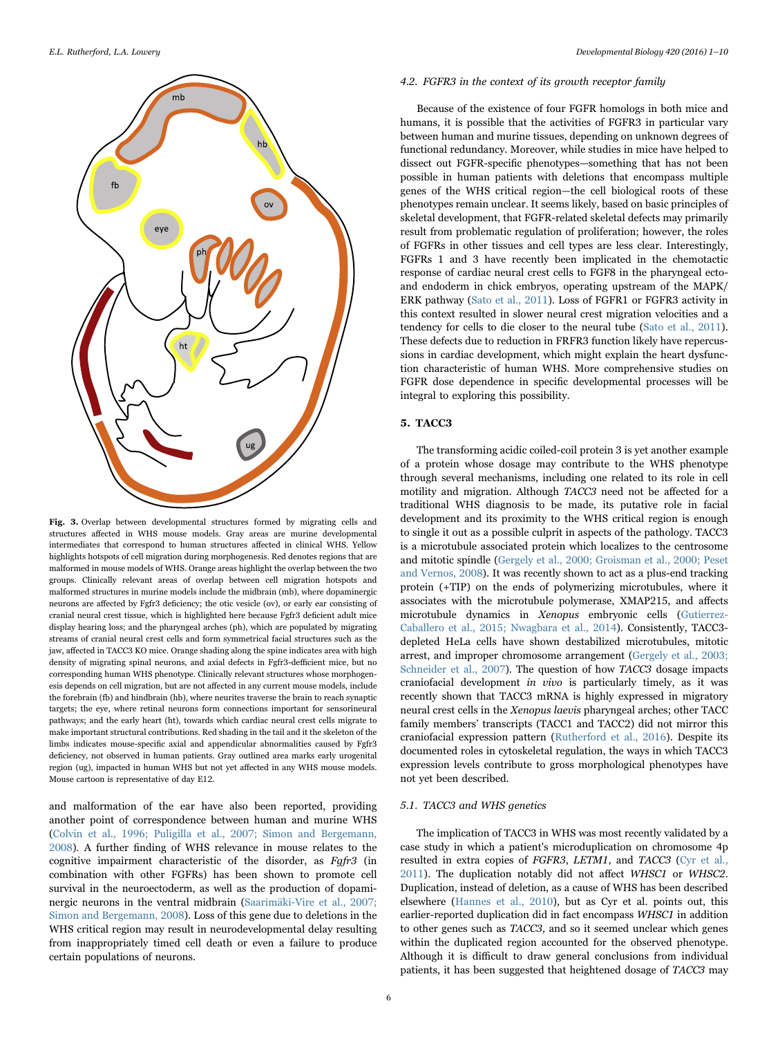**Fig. 3.** Overlap between developmental structures formed by migrating cells and structures affected in WHS mouse models. Gray areas are murine developmental intermediates that correspond to human structures affected in clinical WHS. Yellow highlights hotspots of cell migration during morphogenesis. Red denotes regions that are malformed in mouse models of WHS. Orange areas highlight the overlap between the two groups. Clinically relevant areas of overlap between cell migration hotspots and malformed structures in murine models include the midbrain (mb), where dopaminergic neurons are affected by Fgfr3 deficiency; the otic vesicle (ov), or early ear consisting of cranial neural crest tissue, which is highlighted here because Fgfr3 deficient adult mice display hearing loss; and the pharyngeal arches (ph), which are populated by migrating streams of cranial neural crest cells and form symmetrical facial structures such as the jaw, affected in TACC3 KO mice. Orange shading along the spine indicates area with high density of migrating spinal neurons, and axial defects in Fgfr3-defficient mice, but no corresponding human WHS phenotype. Clinically relevant structures whose morphogenesis depends on cell migration, but are not affected in any current mouse models, include the forebrain (fb) and hindbrain (hb), where neurites traverse the brain to reach synaptic targets; the eye, where retinal neurons form connections important for sensorineural pathways; and the early heart (ht), towards which cardiac neural crest cells migrate to make important structural contributions. Red shading in the tail and it the skeleton of the limbs indicates mouse-specific axial and appendicular abnormalities caused by Fgfr3 deficiency, not observed in human patients. Gray outlined area marks early urogenital region (ug), impacted in human WHS but not yet affected in any WHS mouse models. Mouse cartoon is representative of day E12.

and malformation of the ear have also been reported, providing another point of correspondence between human and murine WHS (Colvin et al., 1996; Puligilla et al., 2007; Simon and Bergemann, 2008). A further finding of WHS relevance in mouse relates to the cognitive impairment characteristic of the disorder, as *Fgfr3* (in combination with other FGFRs) has been shown to promote cell survival in the neuroectoderm, as well as the production of dopaminergic neurons in the ventral midbrain (Saarimäki-Vire et al., 2007; Simon and Bergemann, 2008). Loss of this gene due to deletions in the WHS critical region may result in neurodevelopmental delay resulting from inappropriately timed cell death or even a failure to produce certain populations of neurons.

### 4.2. FGFR3 in the context of its growth receptor family

Because of the existence of four FGFR homologs in both mice and humans, it is possible that the activities of FGFR3 in particular vary between human and murine tissues, depending on unknown degrees of functional redundancy. Moreover, while studies in mice have helped to dissect out FGFR-specific phenotypes—something that has not been possible in human patients with deletions that encompass multiple genes of the WHS critical region—the cell biological roots of these phenotypes remain unclear. It seems likely, based on basic principles of skeletal development, that FGFR-related skeletal defects may primarily result from problematic regulation of proliferation; however, the roles of FGFRs in other tissues and cell types are less clear. Interestingly, FGFRs 1 and 3 have recently been implicated in the chemotactic response of cardiac neural crest cells to FGF8 in the pharyngeal ecto- and endoderm in chick embryos, operating upstream of the MAPK/ERK pathway (Sato et al., 2011). Loss of FGFR1 or FGFR3 activity in this context resulted in slower neural crest migration velocities and a tendency for cells to die closer to the neural tube (Sato et al., 2011). These defects due to reduction in FRFR3 function likely have repercussions in cardiac development, which might explain the heart dysfunction characteristic of human WHS. More comprehensive studies on FGFR dose dependence in specific developmental processes will be integral to exploring this possibility.

## 5. TACC3

The transforming acidic coiled-coil protein 3 is yet another example of a protein whose dosage may contribute to the WHS phenotype through several mechanisms, including one related to its role in cell motility and migration. Although *TACC3* need not be affected for a traditional WHS diagnosis to be made, its putative role in facial development and its proximity to the WHS critical region is enough to single it out as a possible culprit in aspects of the pathology. TACC3 is a microtubule associated protein which localizes to the centrosome and mitotic spindle (Gergely et al., 2000; Groisman et al., 2000; Peset and Vernos, 2008). It was recently shown to act as a plus-end tracking protein (+TIP) on the ends of polymerizing microtubules, where it associates with the microtubule polymerase, XMAP215, and affects microtubule dynamics in *Xenopus* embryonic cells (Gutierrez-Caballero et al., 2015; Nwagbara et al., 2014). Consistently, TACC3-depleted HeLa cells have shown destabilized microtubules, mitotic arrest, and improper chromosome arrangement (Gergely et al., 2003; Schneider et al., 2007). The question of how *TACC3* dosage impacts craniofacial development *in vivo* is particularly timely, as it was recently shown that TACC3 mRNA is highly expressed in migratory neural crest cells in the *Xenopus laevis* pharyngeal arches; other TACC family members' transcripts (TACC1 and TACC2) did not mirror this craniofacial expression pattern (Rutherford et al., 2016). Despite its documented roles in cytoskeletal regulation, the ways in which TACC3 expression levels contribute to gross morphological phenotypes have not yet been described.

### 5.1. TACC3 and WHS genetics

The implication of TACC3 in WHS was most recently validated by a case study in which a patient's microduplication on chromosome 4p resulted in extra copies of *FGFR3*, *LETM1*, and *TACC3* (Cyr et al., 2011). The duplication notably did not affect *WHSC1* or *WHSC2*. Duplication, instead of deletion, as a cause of WHS has been described elsewhere (Hannes et al., 2010), but as Cyr et al. points out, this earlier-reported duplication did in fact encompass *WHSC1* in addition to other genes such as *TACC3,* and so it seemed unclear which genes within the duplicated region accounted for the observed phenotype. Although it is difficult to draw general conclusions from individual patients, it has been suggested that heightened dosage of *TACC3* may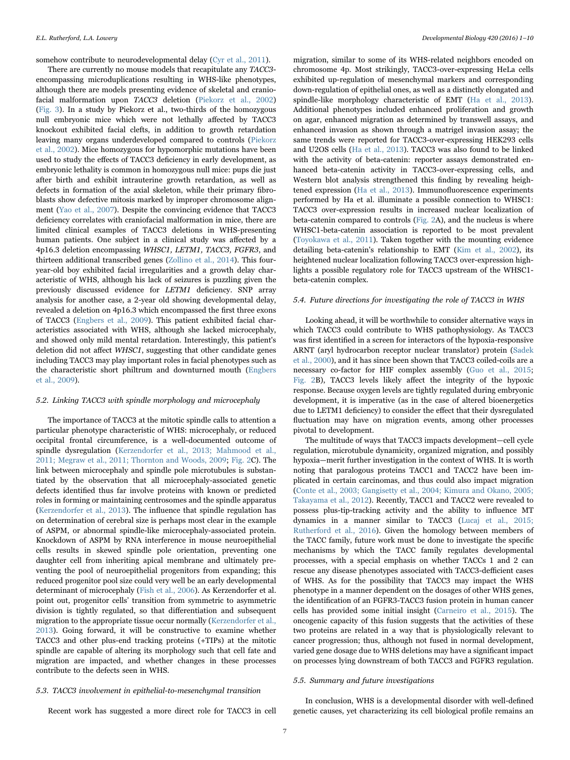somehow contribute to neurodevelopmental delay (Cyr et al., 2011).

There are currently no mouse models that recapitulate any *TACC3*-encompassing microduplications resulting in WHS-like phenotypes, although there are models presenting evidence of skeletal and craniofacial malformation upon *TACC3* deletion (Piekorz et al., 2002) (Fig. 3). In a study by Piekorz et al., two-thirds of the homozygous null embryonic mice which were not lethally affected by TACC3 knockout exhibited facial clefts, in addition to growth retardation leaving many organs underdeveloped compared to controls (Piekorz et al., 2002). Mice homozygous for hypomorphic mutations have been used to study the effects of TACC3 deficiency in early development, as embryonic lethality is common in homozygous null mice: pups die just after birth and exhibit intrauterine growth retardation, as well as defects in formation of the axial skeleton, while their primary fibroblasts show defective mitosis marked by improper chromosome alignment (Yao et al., 2007). Despite the convincing evidence that TACC3 deficiency correlates with craniofacial malformation in mice, there are limited clinical examples of TACC3 deletions in WHS-presenting human patients. One subject in a clinical study was affected by a 4p16.3 deletion encompassing *WHSC1, LETM1, TACC3, FGFR3*, and thirteen additional transcribed genes (Zollino et al., 2014). This four-year-old boy exhibited facial irregularities and a growth delay characteristic of WHS, although his lack of seizures is puzzling given the previously discussed evidence for *LETM1* deficiency. SNP array analysis for another case, a 2-year old showing developmental delay, revealed a deletion on 4p16.3 which encompassed the first three exons of TACC3 (Engbers et al., 2009). This patient exhibited facial characteristics associated with WHS, although she lacked microcephaly, and showed only mild mental retardation. Interestingly, this patient's deletion did not affect *WHSC1*, suggesting that other candidate genes including TACC3 may play important roles in facial phenotypes such as the characteristic short philtrum and downturned mouth (Engbers et al., 2009).

### 5.2. Linking TACC3 with spindle morphology and microcephaly

The importance of TACC3 at the mitotic spindle calls to attention a particular phenotype characteristic of WHS: microcephaly, or reduced occipital frontal circumference, is a well-documented outcome of spindle dysregulation (Kerzendorfer et al., 2013; Mahmood et al., 2011; Megraw et al., 2011; Thornton and Woods, 2009; Fig. 2C). The link between microcephaly and spindle pole microtubules is substantiated by the observation that all microcephaly-associated genetic defects identified thus far involve proteins with known or predicted roles in forming or maintaining centrosomes and the spindle apparatus (Kerzendorfer et al., 2013). The influence that spindle regulation has on determination of cerebral size is perhaps most clear in the example of ASPM, or abnormal spindle-like microcephaly-associated protein. Knockdown of ASPM by RNA interference in mouse neuroepithelial cells results in skewed spindle pole orientation, preventing one daughter cell from inheriting apical membrane and ultimately preventing the pool of neuroepithelial progenitors from expanding; this reduced progenitor pool size could very well be an early developmental determinant of microcephaly (Fish et al., 2006). As Kerzendorfer et al. point out, progenitor cells' transition from symmetric to asymmetric division is tightly regulated, so that differentiation and subsequent migration to the appropriate tissue occur normally (Kerzendorfer et al., 2013). Going forward, it will be constructive to examine whether TACC3 and other plus-end tracking proteins (+TIPs) at the mitotic spindle are capable of altering its morphology such that cell fate and migration are impacted, and whether changes in these processes contribute to the defects seen in WHS.

### 5.3. TACC3 involvement in epithelial-to-mesenchymal transition

Recent work has suggested a more direct role for TACC3 in cell migration, similar to some of its WHS-related neighbors encoded on chromosome 4p. Most strikingly, TACC3-over-expressing HeLa cells exhibited up-regulation of mesenchymal markers and corresponding down-regulation of epithelial ones, as well as a distinctly elongated and spindle-like morphology characteristic of EMT (Ha et al., 2013). Additional phenotypes included enhanced proliferation and growth on agar, enhanced migration as determined by transwell assays, and enhanced invasion as shown through a matrigel invasion assay; the same trends were reported for TACC3-over-expressing HEK293 cells and U2OS cells (Ha et al., 2013). TACC3 was also found to be linked with the activity of beta-catenin: reporter assays demonstrated enhanced beta-catenin activity in TACC3-over-expressing cells, and Western blot analysis strengthened this finding by revealing heightened expression (Ha et al., 2013). Immunofluorescence experiments performed by Ha et al. illuminate a possible connection to WHSC1: TACC3 over-expression results in increased nuclear localization of beta-catenin compared to controls (Fig. 2A), and the nucleus is where WHSC1-beta-catenin association is reported to be most prevalent (Toyokawa et al., 2011). Taken together with the mounting evidence detailing beta-catenin's relationship to EMT (Kim et al., 2002), its heightened nuclear localization following TACC3 over-expression highlights a possible regulatory role for TACC3 upstream of the WHSC1-beta-catenin complex.

### 5.4. Future directions for investigating the role of TACC3 in WHS

Looking ahead, it will be worthwhile to consider alternative ways in which TACC3 could contribute to WHS pathophysiology. As TACC3 was first identified in a screen for interactors of the hypoxia-responsive ARNT (aryl hydrocarbon receptor nuclear translator) protein (Sadek et al., 2000), and it has since been shown that TACC3 coiled-coils are a necessary co-factor for HIF complex assembly (Guo et al., 2015; Fig. 2B), TACC3 levels likely affect the integrity of the hypoxic response. Because oxygen levels are tightly regulated during embryonic development, it is imperative (as in the case of altered bioenergetics due to LETM1 deficiency) to consider the effect that their dysregulated fluctuation may have on migration events, among other processes pivotal to development.

The multitude of ways that TACC3 impacts development—cell cycle regulation, microtubule dynamicity, organized migration, and possibly hypoxia—merit further investigation in the context of WHS. It is worth noting that paralogous proteins TACC1 and TACC2 have been implicated in certain carcinomas, and thus could also impact migration (Conte et al., 2003; Gangisetty et al., 2004; Kimura and Okano, 2005; Takayama et al., 2012). Recently, TACC1 and TACC2 were revealed to possess plus-tip-tracking activity and the ability to influence MT dynamics in a manner similar to TACC3 (Lucaj et al., 2015; Rutherford et al., 2016). Given the homology between members of the TACC family, future work must be done to investigate the specific mechanisms by which the TACC family regulates developmental processes, with a special emphasis on whether TACCs 1 and 2 can rescue any disease phenotypes associated with TACC3-defficient cases of WHS. As for the possibility that TACC3 may impact the WHS phenotype in a manner dependent on the dosages of other WHS genes, the identification of an FGFR3-TACC3 fusion protein in human cancer cells has provided some initial insight (Carneiro et al., 2015). The oncogenic capacity of this fusion suggests that the activities of these two proteins are related in a way that is physiologically relevant to cancer progression; thus, although not fused in normal development, varied gene dosage due to WHS deletions may have a significant impact on processes lying downstream of both TACC3 and FGFR3 regulation.

### 5.5. Summary and future investigations

In conclusion, WHS is a developmental disorder with well-defined genetic causes, yet characterizing its cell biological profile remains an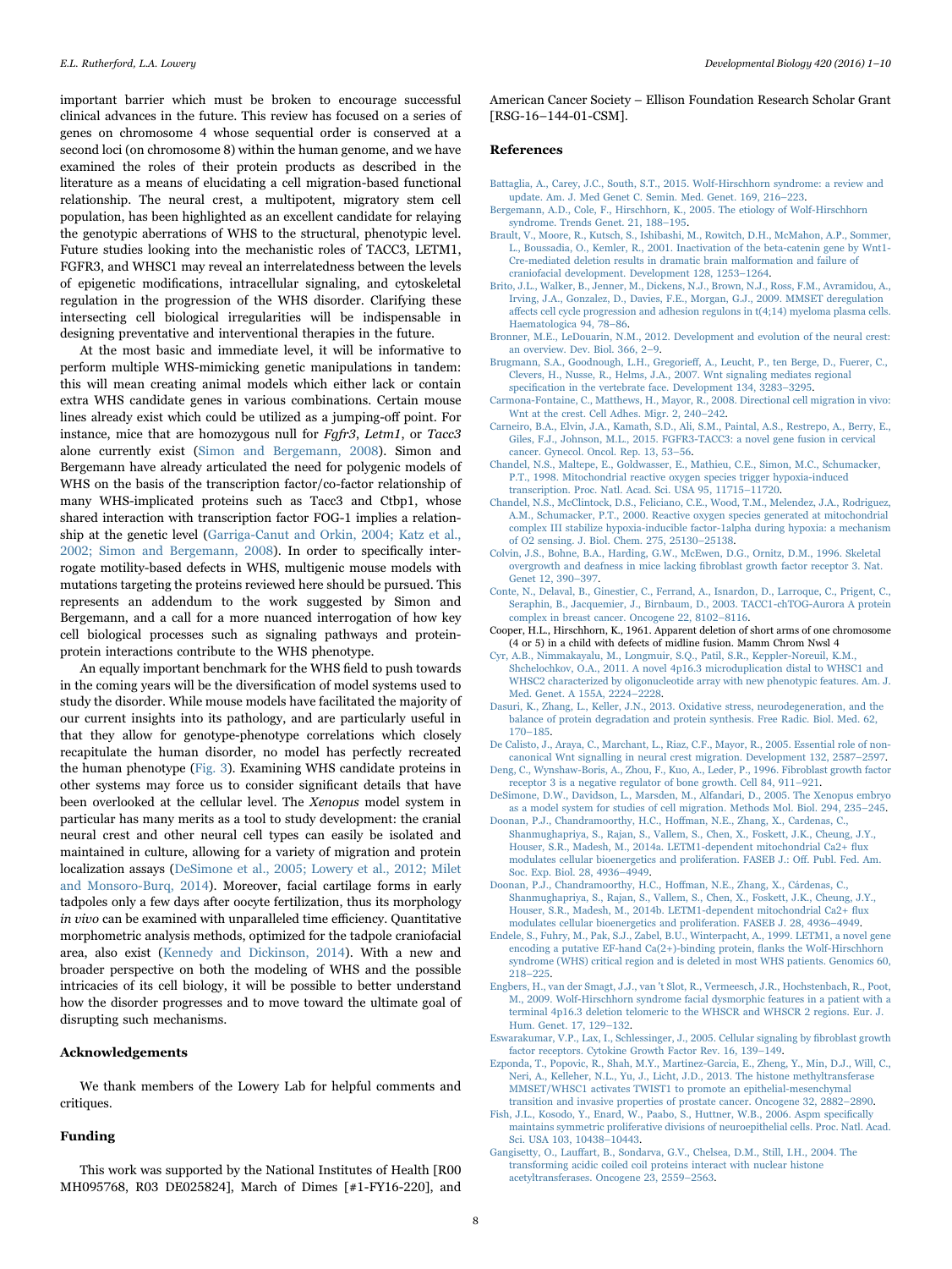important barrier which must be broken to encourage successful clinical advances in the future. This review has focused on a series of genes on chromosome 4 whose sequential order is conserved at a second loci (on chromosome 8) within the human genome, and we have examined the roles of their protein products as described in the literature as a means of elucidating a cell migration-based functional relationship. The neural crest, a multipotent, migratory stem cell population, has been highlighted as an excellent candidate for relaying the genotypic aberrations of WHS to the structural, phenotypic level. Future studies looking into the mechanistic roles of TACC3, LETM1, FGFR3, and WHSC1 may reveal an interrelatedness between the levels of epigenetic modifications, intracellular signaling, and cytoskeletal regulation in the progression of the WHS disorder. Clarifying these intersecting cell biological irregularities will be indispensable in designing preventative and interventional therapies in the future.

At the most basic and immediate level, it will be informative to perform multiple WHS-mimicking genetic manipulations in tandem: this will mean creating animal models which either lack or contain extra WHS candidate genes in various combinations. Certain mouse lines already exist which could be utilized as a jumping-off point. For instance, mice that are homozygous null for *Fgfr3*, *Letm1*, or *Tacc3* alone currently exist (Simon and Bergemann, 2008). Simon and Bergemann have already articulated the need for polygenic models of WHS on the basis of the transcription factor/co-factor relationship of many WHS-implicated proteins such as Tacc3 and Ctbp1, whose shared interaction with transcription factor FOG-1 implies a relationship at the genetic level (Garriga-Canut and Orkin, 2004; Katz et al., 2002; Simon and Bergemann, 2008). In order to specifically interrogate motility-based defects in WHS, multigenic mouse models with mutations targeting the proteins reviewed here should be pursued. This represents an addendum to the work suggested by Simon and Bergemann, and a call for a more nuanced interrogation of how key cell biological processes such as signaling pathways and protein-protein interactions contribute to the WHS phenotype.

An equally important benchmark for the WHS field to push towards in the coming years will be the diversification of model systems used to study the disorder. While mouse models have facilitated the majority of our current insights into its pathology, and are particularly useful in that they allow for genotype-phenotype correlations which closely recapitulate the human disorder, no model has perfectly recreated the human phenotype (Fig. 3). Examining WHS candidate proteins in other systems may force us to consider significant details that have been overlooked at the cellular level. The *Xenopus* model system in particular has many merits as a tool to study development: the cranial neural crest and other neural cell types can easily be isolated and maintained in culture, allowing for a variety of migration and protein localization assays (DeSimone et al., 2005; Lowery et al., 2012; Milet and Monsoro-Burq, 2014). Moreover, facial cartilage forms in early tadpoles only a few days after oocyte fertilization, thus its morphology *in vivo* can be examined with unparalleled time efficiency. Quantitative morphometric analysis methods, optimized for the tadpole craniofacial area, also exist (Kennedy and Dickinson, 2014). With a new and broader perspective on both the modeling of WHS and the possible intricacies of its cell biology, it will be possible to better understand how the disorder progresses and to move toward the ultimate goal of disrupting such mechanisms.

## Acknowledgements

We thank members of the Lowery Lab for helpful comments and critiques.

## Funding

This work was supported by the National Institutes of Health [R00 MH095768, R03 DE025824], March of Dimes [#1-FY16-220], and American Cancer Society – Ellison Foundation Research Scholar Grant [RSG-16–144-01-CSM].

## References

Battaglia, A., Carey, J.C., South, S.T., 2015. Wolf-Hirschhorn syndrome: a review and update. Am. J. Med Genet C. Semin. Med. Genet. 169, 216–223.

Bergemann, A.D., Cole, F., Hirschhorn, K., 2005. The etiology of Wolf-Hirschhorn syndrome. Trends Genet. 21, 188–195.

Brault, V., Moore, R., Kutsch, S., Ishibashi, M., Rowitch, D.H., McMahon, A.P., Sommer, L., Boussadia, O., Kemler, R., 2001. Inactivation of the beta-catenin gene by Wnt1-Cre-mediated deletion results in dramatic brain malformation and failure of craniofacial development. Development 128, 1253–1264.

Brito, J.L., Walker, B., Jenner, M., Dickens, N.J., Brown, N.J., Ross, F.M., Avramidou, A., Irving, J.A., Gonzalez, D., Davies, F.E., Morgan, G.J., 2009. MMSET deregulation affects cell cycle progression and adhesion regulons in t(4;14) myeloma plasma cells. Haematologica 94, 78–86.

Bronner, M.E., LeDouarin, N.M., 2012. Development and evolution of the neural crest: an overview. Dev. Biol. 366, 2–9.

Brugmann, S.A., Goodnough, L.H., Gregorieff, A., Leucht, P., ten Berge, D., Fuerer, C., Clevers, H., Nusse, R., Helms, J.A., 2007. Wnt signaling mediates regional specification in the vertebrate face. Development 134, 3283–3295.

Carmona-Fontaine, C., Matthews, H., Mayor, R., 2008. Directional cell migration in vivo: Wnt at the crest. Cell Adhes. Migr. 2, 240–242.

Carneiro, B.A., Elvin, J.A., Kamath, S.D., Ali, S.M., Paintal, A.S., Restrepo, A., Berry, E., Giles, F.J., Johnson, M.L., 2015. FGFR3-TACC3: a novel gene fusion in cervical cancer. Gynecol. Oncol. Rep. 13, 53–56.

Chandel, N.S., Maltepe, E., Goldwasser, E., Mathieu, C.E., Simon, M.C., Schumacker, P.T., 1998. Mitochondrial reactive oxygen species trigger hypoxia-induced transcription. Proc. Natl. Acad. Sci. USA 95, 11715–11720.

Chandel, N.S., McClintock, D.S., Feliciano, C.E., Wood, T.M., Melendez, J.A., Rodriguez, A.M., Schumacker, P.T., 2000. Reactive oxygen species generated at mitochondrial complex III stabilize hypoxia-inducible factor-1alpha during hypoxia: a mechanism of O2 sensing. J. Biol. Chem. 275, 25130–25138.

Colvin, J.S., Bohne, B.A., Harding, G.W., McEwen, D.G., Ornitz, D.M., 1996. Skeletal overgrowth and deafness in mice lacking fibroblast growth factor receptor 3. Nat. Genet 12, 390–397.

Conte, N., Delaval, B., Ginestier, C., Ferrand, A., Isnardon, D., Larroque, C., Prigent, C., Seraphin, B., Jacquemier, J., Birnbaum, D., 2003. TACC1-chTOG-Aurora A protein complex in breast cancer. Oncogene 22, 8102–8116.

Cooper, H.L., Hirschhorn, K., 1961. Apparent deletion of short arms of one chromosome (4 or 5) in a child with defects of midline fusion. Mamm Chrom Nwsl 4

Cyr, A.B., Nimmakayalu, M., Longmuir, S.Q., Patil, S.R., Keppler-Noreuil, K.M., Shchelochkov, O.A., 2011. A novel 4p16.3 microduplication distal to WHSC1 and WHSC2 characterized by oligonucleotide array with new phenotypic features. Am. J. Med. Genet. A 155A, 2224–2228.

Dasuri, K., Zhang, L., Keller, J.N., 2013. Oxidative stress, neurodegeneration, and the balance of protein degradation and protein synthesis. Free Radic. Biol. Med. 62, 170–185.

De Calisto, J., Araya, C., Marchant, L., Riaz, C.F., Mayor, R., 2005. Essential role of non-canonical Wnt signalling in neural crest migration. Development 132, 2587–2597.

Deng, C., Wynshaw-Boris, A., Zhou, F., Kuo, A., Leder, P., 1996. Fibroblast growth factor receptor 3 is a negative regulator of bone growth. Cell 84, 911–921.

DeSimone, D.W., Davidson, L., Marsden, M., Alfandari, D., 2005. The Xenopus embryo as a model system for studies of cell migration. Methods Mol. Biol. 294, 235–245.

Doonan, P.J., Chandramoorthy, H.C., Hoffman, N.E., Zhang, X., Cardenas, C., Shanmughapriya, S., Rajan, S., Vallem, S., Chen, X., Foskett, J.K., Cheung, J.Y., Houser, S.R., Madesh, M., 2014a. LETM1-dependent mitochondrial Ca2+ flux modulates cellular bioenergetics and proliferation. FASEB J.: Off. Publ. Fed. Am. Soc. Exp. Biol. 28, 4936–4949.

Doonan, P.J., Chandramoorthy, H.C., Hoffman, N.E., Zhang, X., Cárdenas, C., Shanmughapriya, S., Rajan, S., Vallem, S., Chen, X., Foskett, J.K., Cheung, J.Y., Houser, S.R., Madesh, M., 2014b. LETM1-dependent mitochondrial Ca2+ flux modulates cellular bioenergetics and proliferation. FASEB J. 28, 4936–4949.

Endele, S., Fuhry, M., Pak, S.J., Zabel, B.U., Winterpacht, A., 1999. LETM1, a novel gene encoding a putative EF-hand Ca(2+)-binding protein, flanks the Wolf-Hirschhorn syndrome (WHS) critical region and is deleted in most WHS patients. Genomics 60, 218–225.

Engbers, H., van der Smagt, J.J., van 't Slot, R., Vermeesch, J.R., Hochstenbach, R., Poot, M., 2009. Wolf-Hirschhorn syndrome facial dysmorphic features in a patient with a terminal 4p16.3 deletion telomeric to the WHSCR and WHSCR 2 regions. Eur. J. Hum. Genet. 17, 129–132.

Eswarakumar, V.P., Lax, I., Schlessinger, J., 2005. Cellular signaling by fibroblast growth factor receptors. Cytokine Growth Factor Rev. 16, 139–149.

Ezponda, T., Popovic, R., Shah, M.Y., Martinez-Garcia, E., Zheng, Y., Min, D.J., Will, C., Neri, A., Kelleher, N.L., Yu, J., Licht, J.D., 2013. The histone methyltransferase MMSET/WHSC1 activates TWIST1 to promote an epithelial-mesenchymal transition and invasive properties of prostate cancer. Oncogene 32, 2882–2890.

Fish, J.L., Kosodo, Y., Enard, W., Paabo, S., Huttner, W.B., 2006. Aspm specifically maintains symmetric proliferative divisions of neuroepithelial cells. Proc. Natl. Acad. Sci. USA 103, 10438–10443.

Gangisetty, O., Lauffart, B., Sondarva, G.V., Chelsea, D.M., Still, I.H., 2004. The transforming acidic coiled coil proteins interact with nuclear histone acetyltransferases. Oncogene 23, 2559–2563.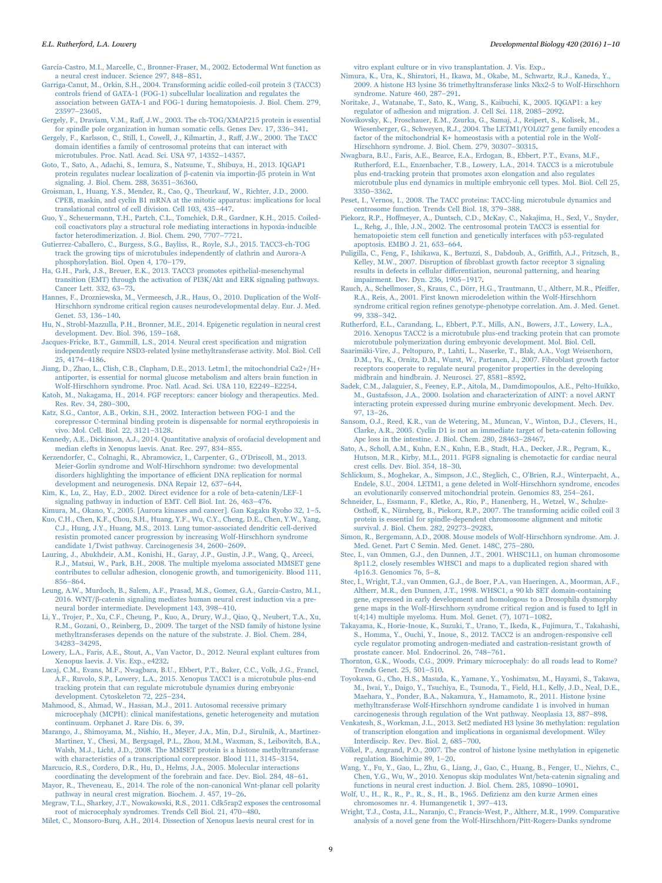García-Castro, M.I., Marcelle, C., Bronner-Fraser, M., 2002. Ectodermal Wnt function as a neural crest inducer. Science 297, 848–851.

Garriga-Canut, M., Orkin, S.H., 2004. Transforming acidic coiled-coil protein 3 (TACC3) controls friend of GATA-1 (FOG-1) subcellular localization and regulates the association between GATA-1 and FOG-1 during hematopoiesis. J. Biol. Chem. 279, 23597–23605.

Gergely, F., Draviam, V.M., Raff, J.W., 2003. The ch-TOG/XMAP215 protein is essential for spindle pole organization in human somatic cells. Genes Dev. 17, 336–341.

Gergely, F., Karlsson, C., Still, I., Cowell, J., Kilmartin, J., Raff, J.W., 2000. The TACC domain identifies a family of centrosomal proteins that can interact with microtubules. Proc. Natl. Acad. Sci. USA 97, 14352–14357.

Goto, T., Sato, A., Adachi, S., Iemura, S., Natsume, T., Shibuya, H., 2013. IQGAP1 protein regulates nuclear localization of β-catenin via importin-β5 protein in Wnt signaling. J. Biol. Chem. 288, 36351–36360.

Groisman, I., Huang, Y.S., Mendez, R., Cao, Q., Theurkauf, W., Richter, J.D., 2000. CPEB, maskin, and cyclin B1 mRNA at the mitotic apparatus: implications for local translational control of cell division. Cell 103, 435–447.

Guo, Y., Scheuermann, T.H., Partch, C.L., Tomchick, D.R., Gardner, K.H., 2015. Coiled-coil coactivators play a structural role mediating interactions in hypoxia-inducible factor heterodimerization. J. Biol. Chem. 290, 7707–7721.

Gutierrez-Caballero, C., Burgess, S.G., Bayliss, R., Royle, S.J., 2015. TACC3-ch-TOG track the growing tips of microtubules independently of clathrin and Aurora-A phosphorylation. Biol. Open 4, 170–179.

Ha, G.H., Park, J.S., Breuer, E.K., 2013. TACC3 promotes epithelial-mesenchymal transition (EMT) through the activation of PI3K/Akt and ERK signaling pathways. Cancer Lett. 332, 63–73.

Hannes, F., Drozniewska, M., Vermeesch, J.R., Haus, O., 2010. Duplication of the Wolf-Hirschhorn syndrome critical region causes neurodevelopmental delay. Eur. J. Med. Genet. 53, 136–140.

Hu, N., Strobl-Mazzulla, P.H., Bronner, M.E., 2014. Epigenetic regulation in neural crest development. Dev. Biol. 396, 159–168.

Jacques-Fricke, B.T., Gammill, L.S., 2014. Neural crest specification and migration independently require NSD3-related lysine methyltransferase activity. Mol. Biol. Cell 25, 4174–4186.

Jiang, D., Zhao, L., Clish, C.B., Clapham, D.E., 2013. Letm1, the mitochondrial Ca2+/H+ antiporter, is essential for normal glucose metabolism and alters brain function in Wolf-Hirschhorn syndrome. Proc. Natl. Acad. Sci. USA 110, E2249–E2254.

Katoh, M., Nakagama, H., 2014. FGF receptors: cancer biology and therapeutics. Med. Res. Rev. 34, 280–300.

Katz, S.G., Cantor, A.B., Orkin, S.H., 2002. Interaction between FOG-1 and the corepressor C-terminal binding protein is dispensable for normal erythropoiesis in vivo. Mol. Cell. Biol. 22, 3121–3128.

Kennedy, A.E., Dickinson, A.J., 2014. Quantitative analysis of orofacial development and median clefts in Xenopus laevis. Anat. Rec. 297, 834–855.

Kerzendorfer, C., Colnaghi, R., Abramowicz, I., Carpenter, G., O'Driscoll, M., 2013. Meier-Gorlin syndrome and Wolf-Hirschhorn syndrome: two developmental disorders highlighting the importance of efficient DNA replication for normal development and neurogenesis. DNA Repair 12, 637–644.

Kim, K., Lu, Z., Hay, E.D., 2002. Direct evidence for a role of beta-catenin/LEF-1 signaling pathway in induction of EMT. Cell Biol. Int. 26, 463–476.

Kimura, M., Okano, Y., 2005. [Aurora kinases and cancer]. Gan Kagaku Ryoho 32, 1–5.

Kuo, C.H., Chen, K.F., Chou, S.H., Huang, Y.F., Wu, C.Y., Cheng, D.E., Chen, Y.W., Yang, C.J., Hung, J.Y., Huang, M.S., 2013. Lung tumor-associated dendritic cell-derived resistin promoted cancer progression by increasing Wolf-Hirschhorn syndrome candidate 1/Twist pathway. Carcinogenesis 34, 2600–2609.

Lauring, J., Abukhdeir, A.M., Konishi, H., Garay, J.P., Gustin, J.P., Wang, Q., Arceci, R.J., Matsui, W., Park, B.H., 2008. The multiple myeloma associated MMSET gene contributes to cellular adhesion, clonogenic growth, and tumorigenicity. Blood 111, 856–864.

Leung, A.W., Murdoch, B., Salem, A.F., Prasad, M.S., Gomez, G.A., García-Castro, M.I., 2016. WNT/β-catenin signaling mediates human neural crest induction via a pre-neural border intermediate. Development 143, 398–410.

Li, Y., Trojer, P., Xu, C.F., Cheung, P., Kuo, A., Drury, W.J., Qiao, Q., Neubert, T.A., Xu, R.M., Gozani, O., Reinberg, D., 2009. The target of the NSD family of histone lysine methyltransferases depends on the nature of the substrate. J. Biol. Chem. 284, 34283–34295.

Lowery, L.A., Faris, A.E., Stout, A., Van Vactor, D., 2012. Neural explant cultures from Xenopus laevis. J. Vis. Exp., e4232.

Lucaj, C.M., Evans, M.F., Nwagbara, B.U., Ebbert, P.T., Baker, C.C., Volk, J.G., Francl, A.F., Ruvolo, S.P., Lowery, L.A., 2015. Xenopus TACC1 is a microtubule plus-end tracking protein that can regulate microtubule dynamics during embryonic development. Cytoskeleton 72, 225–234.

Mahmood, S., Ahmad, W., Hassan, M.J., 2011. Autosomal recessive primary microcephaly (MCPH): clinical manifestations, genetic heterogeneity and mutation continuum. Orphanet J. Rare Dis. 6, 39.

Marango, J., Shimoyama, M., Nishio, H., Meyer, J.A., Min, D.J., Sirulnik, A., Martinez-Martinez, Y., Chesi, M., Bergsagel, P.L., Zhou, M.M., Waxman, S., Leibovitch, B.A., Walsh, M.J., Licht, J.D., 2008. The MMSET protein is a histone methyltransferase with characteristics of a transcriptional corepressor. Blood 111, 3145–3154.

Marcucio, R.S., Cordero, D.R., Hu, D., Helms, J.A., 2005. Molecular interactions coordinating the development of the forebrain and face. Dev. Biol. 284, 48–61.

Mayor, R., Theveneau, E., 2014. The role of the non-canonical Wnt-planar cell polarity pathway in neural crest migration. Biochem. J. 457, 19–26.

Megraw, T.L., Sharkey, J.T., Nowakowski, R.S., 2011. Cdk5rap2 exposes the centrosomal root of microcephaly syndromes. Trends Cell Biol. 21, 470–480.

Milet, C., Monsoro-Burq, A.H., 2014. Dissection of Xenopus laevis neural crest for in vitro explant culture or in vivo transplantation. J. Vis. Exp..

Nimura, K., Ura, K., Shiratori, H., Ikawa, M., Okabe, M., Schwartz, R.J., Kaneda, Y., 2009. A histone H3 lysine 36 trimethyltransferase links Nkx2-5 to Wolf-Hirschhorn syndrome. Nature 460, 287–291.

Noritake, J., Watanabe, T., Sato, K., Wang, S., Kaibuchi, K., 2005. IQGAP1: a key regulator of adhesion and migration. J. Cell Sci. 118, 2085–2092.

Nowikovsky, K., Froschauer, E.M., Zsurka, G., Samaj, J., Reipert, S., Kolisek, M., Wiesenberger, G., Schweyen, R.J., 2004. The LETM1/YOL027 gene family encodes a factor of the mitochondrial K+ homeostasis with a potential role in the Wolf-Hirschhorn syndrome. J. Biol. Chem. 279, 30307–30315.

Nwagbara, B.U., Faris, A.E., Bearce, E.A., Erdogan, B., Ebbert, P.T., Evans, M.F., Rutherford, E.L., Enzenbacher, T.B., Lowery, L.A., 2014. TACC3 is a microtubule plus end-tracking protein that promotes axon elongation and also regulates microtubule plus end dynamics in multiple embryonic cell types. Mol. Biol. Cell 25, 3350–3362.

Peset, I., Vernos, I., 2008. The TACC proteins: TACC-ling microtubule dynamics and centrosome function. Trends Cell Biol. 18, 379–388.

Piekorz, R.P., Hoffmeyer, A., Duntsch, C.D., McKay, C., Nakajima, H., Sexl, V., Snyder, L., Rehg, J., Ihle, J.N., 2002. The centrosomal protein TACC3 is essential for hematopoietic stem cell function and genetically interfaces with p53-regulated apoptosis. EMBO J. 21, 653–664.

Puligilla, C., Feng, F., Ishikawa, K., Bertuzzi, S., Dabdoub, A., Griffith, A.J., Fritzsch, B., Kelley, M.W., 2007. Disruption of fibroblast growth factor receptor 3 signaling results in defects in cellular differentiation, neuronal patterning, and hearing impairment. Dev. Dyn. 236, 1905–1917.

Rauch, A., Schellmoser, S., Kraus, C., Dörr, H.G., Trautmann, U., Altherr, M.R., Pfeiffer, R.A., Reis, A., 2001. First known microdeletion within the Wolf-Hirschhorn syndrome critical region refines genotype-phenotype correlation. Am. J. Med. Genet. 99, 338–342.

Rutherford, E.L., Carandang, L., Ebbert, P.T., Mills, A.N., Bowers, J.T., Lowery, L.A., 2016. Xenopus TACC2 is a microtubule plus-end tracking protein that can promote microtubule polymerization during embryonic development. Mol. Biol. Cell.

Saarimäki-Vire, J., Peltopuro, P., Lahti, L., Naserke, T., Blak, A.A., Vogt Weisenhorn, D.M., Yu, K., Ornitz, D.M., Wurst, W., Partanen, J., 2007. Fibroblast growth factor receptors cooperate to regulate neural progenitor properties in the developing midbrain and hindbrain. J. Neurosci. 27, 8581–8592.

Sadek, C.M., Jalaguier, S., Feeney, E.P., Aitola, M., Damdimopoulos, A.E., Pelto-Huikko, M., Gustafsson, J.A., 2000. Isolation and characterization of AINT: a novel ARNT interacting protein expressed during murine embryonic development. Mech. Dev. 97, 13–26.

Sansom, O.J., Reed, K.R., van de Wetering, M., Muncan, V., Winton, D.J., Clevers, H., Clarke, A.R., 2005. Cyclin D1 is not an immediate target of beta-catenin following Apc loss in the intestine. J. Biol. Chem. 280, 28463–28467.

Sato, A., Scholl, A.M., Kuhn, E.N., Kuhn, E.B., Stadt, H.A., Decker, J.R., Pegram, K., Hutson, M.R., Kirby, M.L., 2011. FGF8 signaling is chemotactic for cardiac neural crest cells. Dev. Biol. 354, 18–30.

Schlickum, S., Moghekar, A., Simpson, J.C., Steglich, C., O'Brien, R.J., Winterpacht, A., Endele, S.U., 2004. LETM1, a gene deleted in Wolf-Hirschhorn syndrome, encodes an evolutionarily conserved mitochondrial protein. Genomics 83, 254–261.

Schneider, L., Essmann, F., Kletke, A., Rio, P., Hanenberg, H., Wetzel, W., Schulze-Osthoff, K., Nürnberg, B., Piekorz, R.P., 2007. The transforming acidic coiled coil 3 protein is essential for spindle-dependent chromosome alignment and mitotic survival. J. Biol. Chem. 282, 29273–29283.

Simon, R., Bergemann, A.D., 2008. Mouse models of Wolf-Hirschhorn syndrome. Am. J. Med. Genet. Part C Semin. Med. Genet. 148C, 275–280.

Stec, I., van Ommen, G.J., den Dunnen, J.T., 2001. WHSC1L1, on human chromosome 8p11.2, closely resembles WHSC1 and maps to a duplicated region shared with 4p16.3. Genomics 76, 5–8.

Stec, I., Wright, T.J., van Ommen, G.J., de Boer, P.A., van Haeringen, A., Moorman, A.F., Altherr, M.R., den Dunnen, J.T., 1998. WHSC1, a 90 kb SET domain-containing gene, expressed in early development and homologous to a Drosophila dysmorphy gene maps in the Wolf-Hirschhorn syndrome critical region and is fused to IgH in t(4;14) multiple myeloma. Hum. Mol. Genet. (7), 1071–1082.

Takayama, K., Horie-Inoue, K., Suzuki, T., Urano, T., Ikeda, K., Fujimura, T., Takahashi, S., Homma, Y., Ouchi, Y., Inoue, S., 2012. TACC2 is an androgen-responsive cell cycle regulator promoting androgen-mediated and castration-resistant growth of prostate cancer. Mol. Endocrinol. 26, 748–761.

Thornton, G.K., Woods, C.G., 2009. Primary microcephaly: do all roads lead to Rome? Trends Genet. 25, 501–510.

Toyokawa, G., Cho, H.S., Masuda, K., Yamane, Y., Yoshimatsu, M., Hayami, S., Takawa, M., Iwai, Y., Daigo, Y., Tsuchiya, E., Tsunoda, T., Field, H.I., Kelly, J.D., Neal, D.E., Maehara, Y., Ponder, B.A., Nakamura, Y., Hamamoto, R., 2011. Histone lysine methyltransferase Wolf-Hirschhorn syndrome candidate 1 is involved in human carcinogenesis through regulation of the Wnt pathway. Neoplasia 13, 887–898.

Venkatesh, S., Workman, J.L., 2013. Set2 mediated H3 lysine 36 methylation: regulation of transcription elongation and implications in organismal development. Wiley Interdiscip. Rev. Dev. Biol. 2, 685–700.

Völkel, P., Angrand, P.O., 2007. The control of histone lysine methylation in epigenetic regulation. Biochimie 89, 1–20.

Wang, Y., Fu, Y., Gao, L., Zhu, G., Liang, J., Gao, C., Huang, B., Fenger, U., Niehrs, C., Chen, Y.G., Wu, W., 2010. Xenopus skip modulates Wnt/beta-catenin signaling and functions in neural crest induction. J. Biol. Chem. 285, 10890–10901.

Wolf, U., H., R., P., R., S., H., B., 1965. Defizienz am den kurze Armen eines chromosomes nr. 4. Humangenetik 1, 397–413.

Wright, T.J., Costa, J.L., Naranjo, C., Francis-West, P., Altherr, M.R., 1999. Comparative analysis of a novel gene from the Wolf-Hirschhorn/Pitt-Rogers-Danks syndrome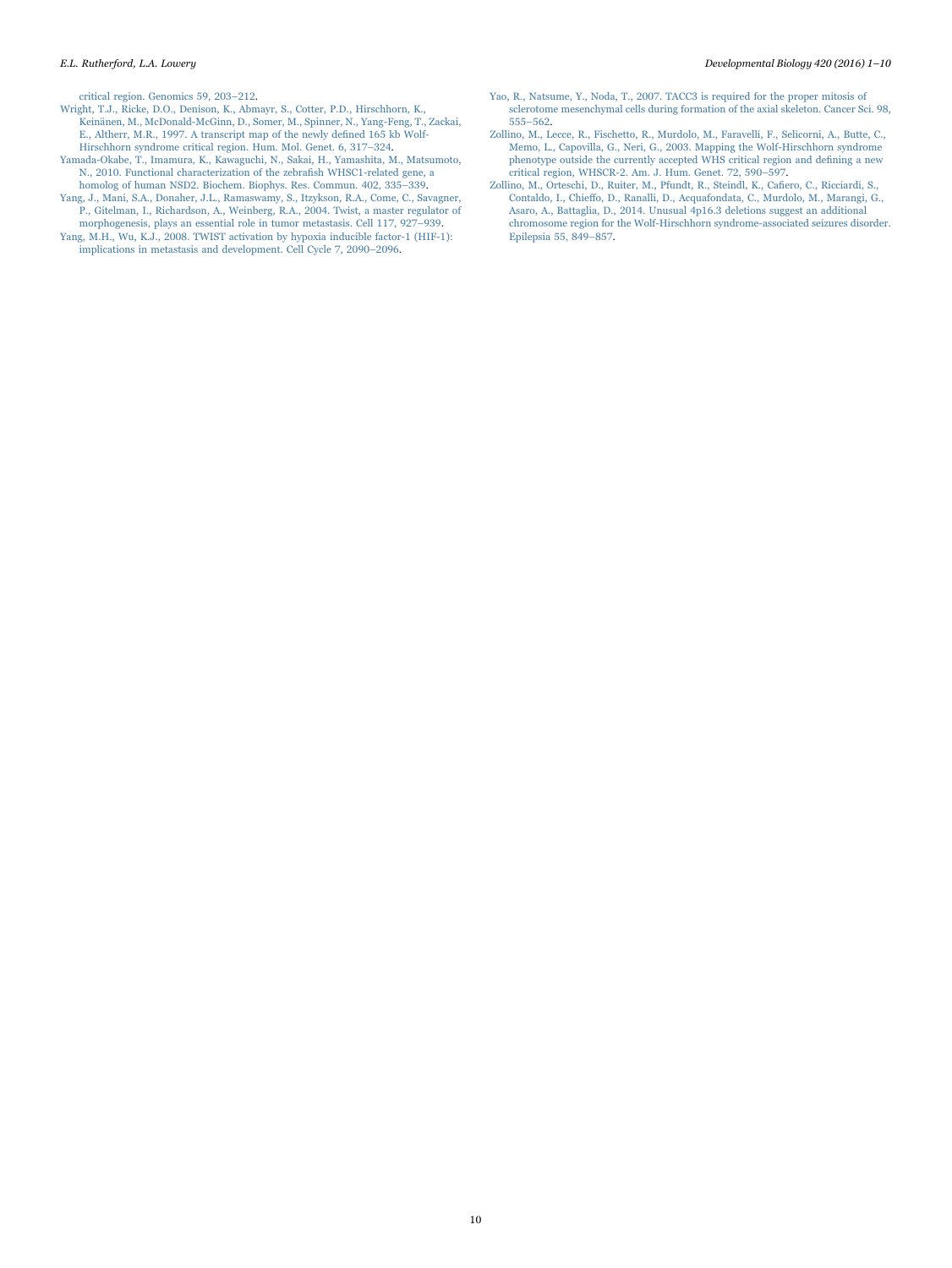critical region. Genomics 59, 203–212.

Wright, T.J., Ricke, D.O., Denison, K., Abmayr, S., Cotter, P.D., Hirschhorn, K., Keinänen, M., McDonald-McGinn, D., Somer, M., Spinner, N., Yang-Feng, T., Zackai, E., Altherr, M.R., 1997. A transcript map of the newly defined 165 kb Wolf-Hirschhorn syndrome critical region. Hum. Mol. Genet. 6, 317–324.

Yamada-Okabe, T., Imamura, K., Kawaguchi, N., Sakai, H., Yamashita, M., Matsumoto, N., 2010. Functional characterization of the zebrafish WHSC1-related gene, a homolog of human NSD2. Biochem. Biophys. Res. Commun. 402, 335–339.

Yang, J., Mani, S.A., Donaher, J.L., Ramaswamy, S., Itzykson, R.A., Come, C., Savagner, P., Gitelman, I., Richardson, A., Weinberg, R.A., 2004. Twist, a master regulator of morphogenesis, plays an essential role in tumor metastasis. Cell 117, 927–939.

Yang, M.H., Wu, K.J., 2008. TWIST activation by hypoxia inducible factor-1 (HIF-1): implications in metastasis and development. Cell Cycle 7, 2090–2096.

Yao, R., Natsume, Y., Noda, T., 2007. TACC3 is required for the proper mitosis of sclerotome mesenchymal cells during formation of the axial skeleton. Cancer Sci. 98, 555–562.

Zollino, M., Lecce, R., Fischetto, R., Murdolo, M., Faravelli, F., Selicorni, A., Butte, C., Memo, L., Capovilla, G., Neri, G., 2003. Mapping the Wolf-Hirschhorn syndrome phenotype outside the currently accepted WHS critical region and defining a new critical region, WHSCR-2. Am. J. Hum. Genet. 72, 590–597.

Zollino, M., Orteschi, D., Ruiter, M., Pfundt, R., Steindl, K., Cafiero, C., Ricciardi, S., Contaldo, I., Chieffo, D., Ranalli, D., Acquafondata, C., Murdolo, M., Marangi, G., Asaro, A., Battaglia, D., 2014. Unusual 4p16.3 deletions suggest an additional chromosome region for the Wolf-Hirschhorn syndrome-associated seizures disorder. Epilepsia 55, 849–857.